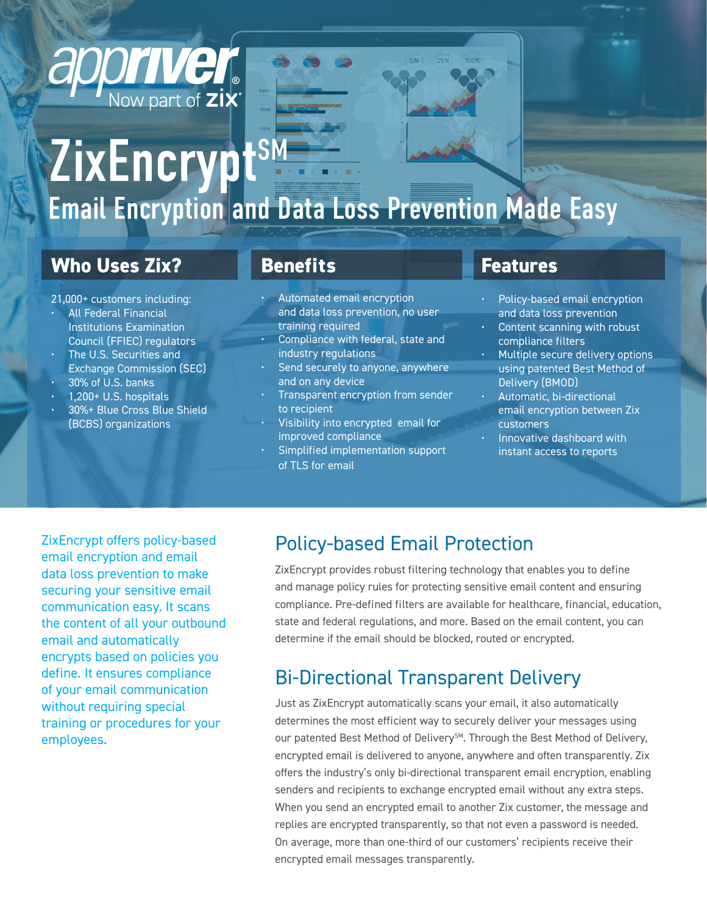appriver® Now part of zix®

# ZixEncrypt℠

## Email Encryption and Data Loss Prevention Made Easy

### Who Uses Zix?

21,000+ customers including:

- All Federal Financial Institutions Examination Council (FFIEC) regulators
- The U.S. Securities and Exchange Commission (SEC)
- 30% of U.S. banks
- 1,200+ U.S. hospitals
- 30%+ Blue Cross Blue Shield (BCBS) organizations

### Benefits

- Automated email encryption and data loss prevention, no user training required
- Compliance with federal, state and industry regulations
- Send securely to anyone, anywhere and on any device
- Transparent encryption from sender to recipient
- Visibility into encrypted email for improved compliance
- Simplified implementation support of TLS for email

### Features

- Policy-based email encryption and data loss prevention
- Content scanning with robust compliance filters
- Multiple secure delivery options using patented Best Method of Delivery (BMOD)
- Automatic, bi-directional email encryption between Zix customers
- Innovative dashboard with instant access to reports

ZixEncrypt offers policy-based email encryption and email data loss prevention to make securing your sensitive email communication easy. It scans the content of all your outbound email and automatically encrypts based on policies you define. It ensures compliance of your email communication without requiring special training or procedures for your employees.

## Policy-based Email Protection

ZixEncrypt provides robust filtering technology that enables you to define and manage policy rules for protecting sensitive email content and ensuring compliance. Pre-defined filters are available for healthcare, financial, education, state and federal regulations, and more. Based on the email content, you can determine if the email should be blocked, routed or encrypted.

## Bi-Directional Transparent Delivery

Just as ZixEncrypt automatically scans your email, it also automatically determines the most efficient way to securely deliver your messages using our patented Best Method of Delivery℠. Through the Best Method of Delivery, encrypted email is delivered to anyone, anywhere and often transparently. Zix offers the industry's only bi-directional transparent email encryption, enabling senders and recipients to exchange encrypted email without any extra steps. When you send an encrypted email to another Zix customer, the message and replies are encrypted transparently, so that not even a password is needed. On average, more than one-third of our customers' recipients receive their encrypted email messages transparently.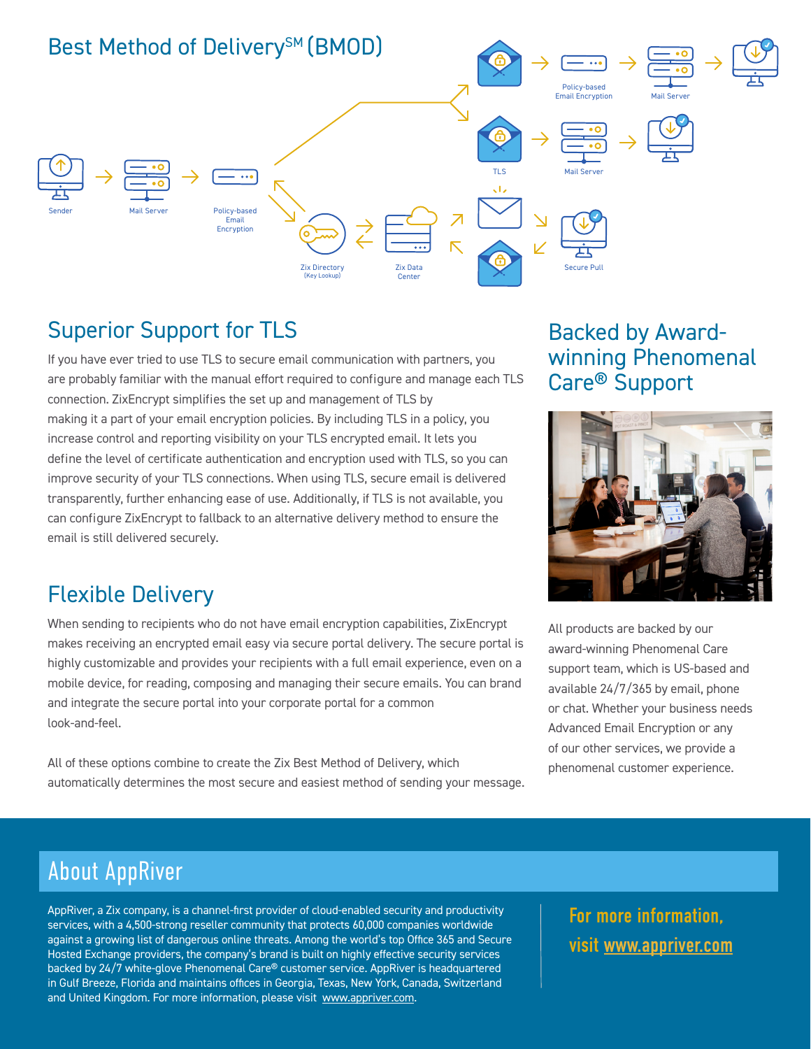## Best Method of Delivery[SM] (BMOD)

Sender

Mail Server

Policy-based Email Encryption

Zix Directory (Key Lookup)

Zix Data Center

Policy-based Email Encryption

Mail Server

TLS

Mail Server

Secure Pull

## Superior Support for TLS

If you have ever tried to use TLS to secure email communication with partners, you are probably familiar with the manual effort required to configure and manage each TLS connection. ZixEncrypt simplifies the set up and management of TLS by making it a part of your email encryption policies. By including TLS in a policy, you increase control and reporting visibility on your TLS encrypted email. It lets you define the level of certificate authentication and encryption used with TLS, so you can improve security of your TLS connections. When using TLS, secure email is delivered transparently, further enhancing ease of use. Additionally, if TLS is not available, you can configure ZixEncrypt to fallback to an alternative delivery method to ensure the email is still delivered securely.

## Flexible Delivery

When sending to recipients who do not have email encryption capabilities, ZixEncrypt makes receiving an encrypted email easy via secure portal delivery. The secure portal is highly customizable and provides your recipients with a full email experience, even on a mobile device, for reading, composing and managing their secure emails. You can brand and integrate the secure portal into your corporate portal for a common look-and-feel.

All of these options combine to create the Zix Best Method of Delivery, which automatically determines the most secure and easiest method of sending your message.

## Backed by Award-winning Phenomenal Care® Support

All products are backed by our award-winning Phenomenal Care support team, which is US-based and available 24/7/365 by email, phone or chat. Whether your business needs Advanced Email Encryption or any of our other services, we provide a phenomenal customer experience.

## About AppRiver

AppRiver, a Zix company, is a channel-first provider of cloud-enabled security and productivity services, with a 4,500-strong reseller community that protects 60,000 companies worldwide against a growing list of dangerous online threats. Among the world's top Office 365 and Secure Hosted Exchange providers, the company's brand is built on highly effective security services backed by 24/7 white-glove Phenomenal Care® customer service. AppRiver is headquartered in Gulf Breeze, Florida and maintains offices in Georgia, Texas, New York, Canada, Switzerland and United Kingdom. For more information, please visit www.appriver.com.

**For more information, visit www.appriver.com**